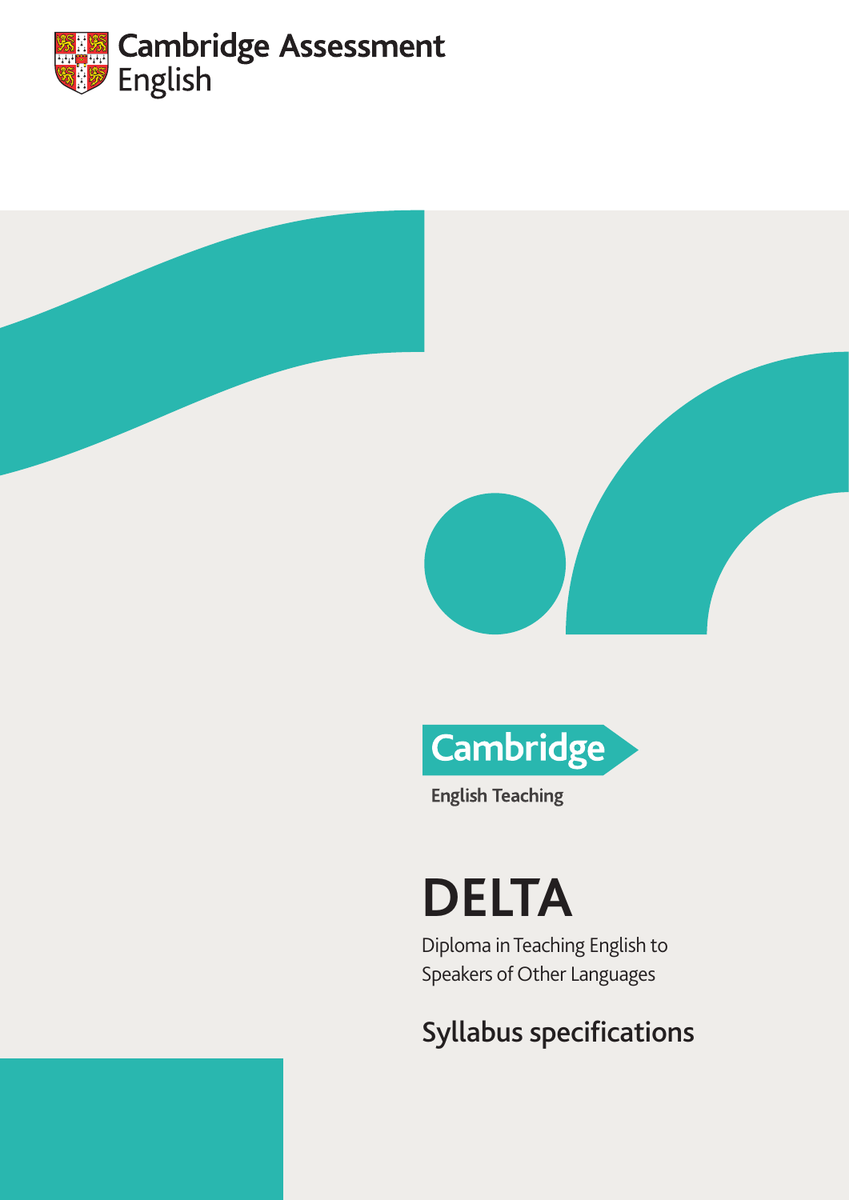Cambridge Assessment English

Cambridge English Teaching

# DELTA

Diploma in Teaching English to Speakers of Other Languages

## Syllabus specifications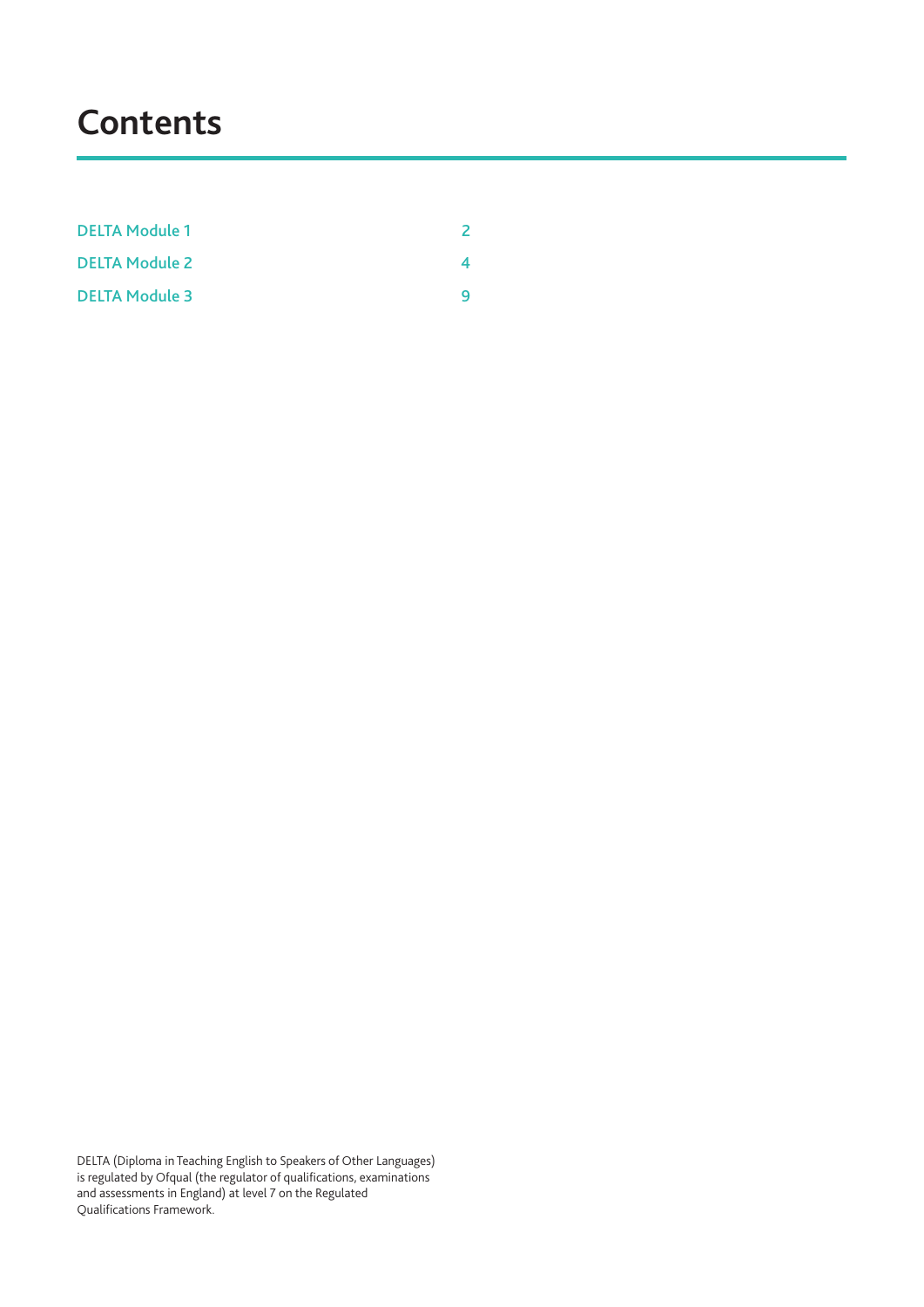# Contents

| | |
|---|---|
| DELTA Module 1 | 2 |
| DELTA Module 2 | 4 |
| DELTA Module 3 | 9 |

DELTA (Diploma in Teaching English to Speakers of Other Languages) is regulated by Ofqual (the regulator of qualifications, examinations and assessments in England) at level 7 on the Regulated Qualifications Framework.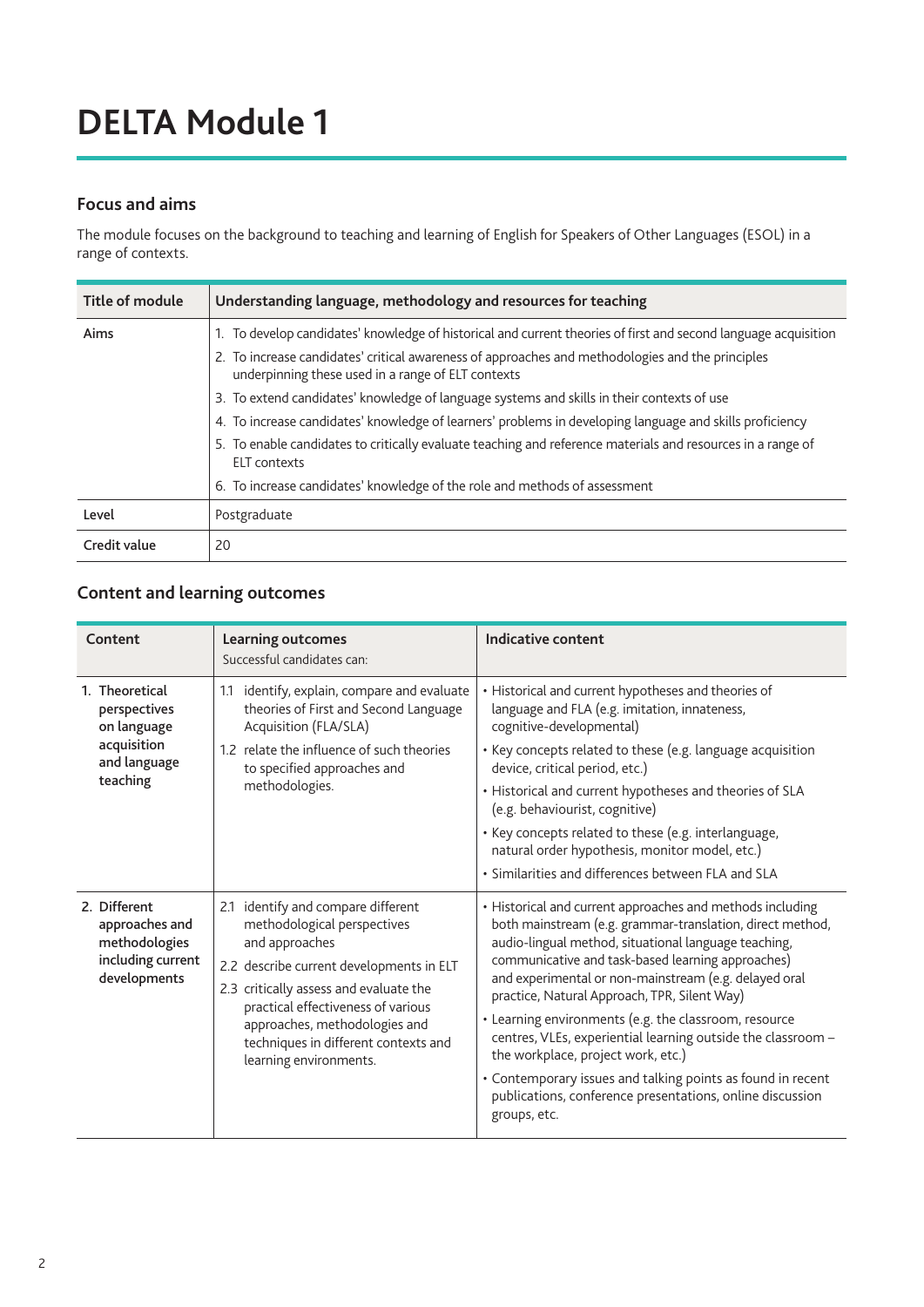# DELTA Module 1

## Focus and aims

The module focuses on the background to teaching and learning of English for Speakers of Other Languages (ESOL) in a range of contexts.

| Title of module | Understanding language, methodology and resources for teaching |
|---|---|
| Aims | 1. To develop candidates' knowledge of historical and current theories of first and second language acquisition<br>2. To increase candidates' critical awareness of approaches and methodologies and the principles underpinning these used in a range of ELT contexts<br>3. To extend candidates' knowledge of language systems and skills in their contexts of use<br>4. To increase candidates' knowledge of learners' problems in developing language and skills proficiency<br>5. To enable candidates to critically evaluate teaching and reference materials and resources in a range of ELT contexts<br>6. To increase candidates' knowledge of the role and methods of assessment |
| Level | Postgraduate |
| Credit value | 20 |

## Content and learning outcomes

| Content | Learning outcomes<br>Successful candidates can: | Indicative content |
|---|---|---|
| 1. Theoretical perspectives on language acquisition and language teaching | 1.1 identify, explain, compare and evaluate theories of First and Second Language Acquisition (FLA/SLA)<br>1.2 relate the influence of such theories to specified approaches and methodologies. | • Historical and current hypotheses and theories of language and FLA (e.g. imitation, innateness, cognitive-developmental)<br>• Key concepts related to these (e.g. language acquisition device, critical period, etc.)<br>• Historical and current hypotheses and theories of SLA (e.g. behaviourist, cognitive)<br>• Key concepts related to these (e.g. interlanguage, natural order hypothesis, monitor model, etc.)<br>• Similarities and differences between FLA and SLA |
| 2. Different approaches and methodologies including current developments | 2.1 identify and compare different methodological perspectives and approaches<br>2.2 describe current developments in ELT<br>2.3 critically assess and evaluate the practical effectiveness of various approaches, methodologies and techniques in different contexts and learning environments. | • Historical and current approaches and methods including both mainstream (e.g. grammar-translation, direct method, audio-lingual method, situational language teaching, communicative and task-based learning approaches) and experimental or non-mainstream (e.g. delayed oral practice, Natural Approach, TPR, Silent Way)<br>• Learning environments (e.g. the classroom, resource centres, VLEs, experiential learning outside the classroom – the workplace, project work, etc.)<br>• Contemporary issues and talking points as found in recent publications, conference presentations, online discussion groups, etc. |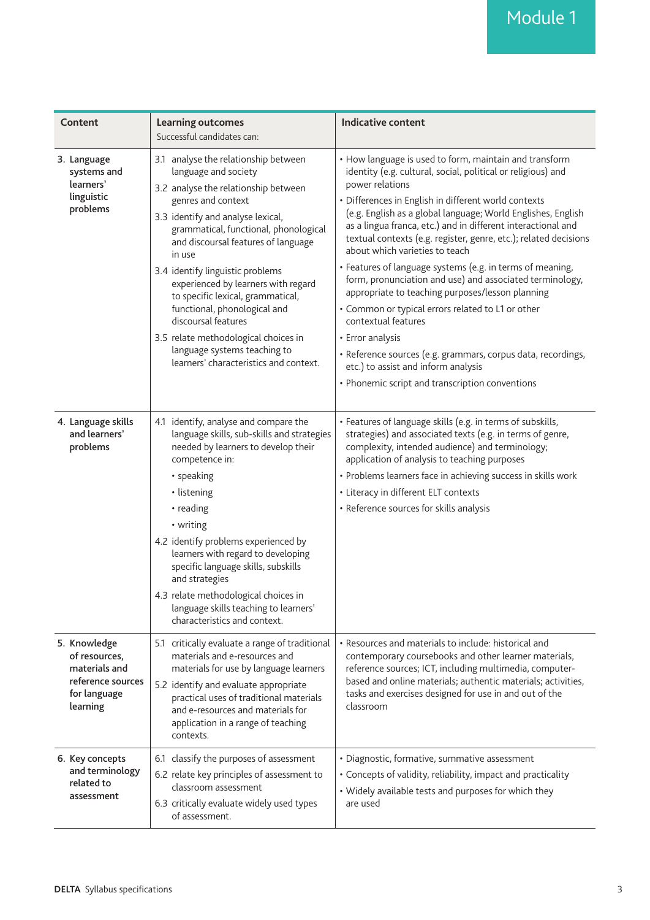| Content | Learning outcomes<br>Successful candidates can: | Indicative content |
|---|---|---|
| 3. **Language systems and learners' linguistic problems** | 3.1 analyse the relationship between language and society<br>3.2 analyse the relationship between genres and context<br>3.3 identify and analyse lexical, grammatical, functional, phonological and discoursal features of language in use<br>3.4 identify linguistic problems experienced by learners with regard to specific lexical, grammatical, functional, phonological and discoursal features<br>3.5 relate methodological choices in language systems teaching to learners' characteristics and context. | • How language is used to form, maintain and transform identity (e.g. cultural, social, political or religious) and power relations<br>• Differences in English in different world contexts (e.g. English as a global language; World Englishes, English as a lingua franca, etc.) and in different interactional and textual contexts (e.g. register, genre, etc.); related decisions about which varieties to teach<br>• Features of language systems (e.g. in terms of meaning, form, pronunciation and use) and associated terminology, appropriate to teaching purposes/lesson planning<br>• Common or typical errors related to L1 or other contextual features<br>• Error analysis<br>• Reference sources (e.g. grammars, corpus data, recordings, etc.) to assist and inform analysis<br>• Phonemic script and transcription conventions |
| 4. **Language skills and learners' problems** | 4.1 identify, analyse and compare the language skills, sub-skills and strategies needed by learners to develop their competence in:<br>• speaking<br>• listening<br>• reading<br>• writing<br>4.2 identify problems experienced by learners with regard to developing specific language skills, subskills and strategies<br>4.3 relate methodological choices in language skills teaching to learners' characteristics and context. | • Features of language skills (e.g. in terms of subskills, strategies) and associated texts (e.g. in terms of genre, complexity, intended audience) and terminology; application of analysis to teaching purposes<br>• Problems learners face in achieving success in skills work<br>• Literacy in different ELT contexts<br>• Reference sources for skills analysis |
| 5. **Knowledge of resources, materials and reference sources for language learning** | 5.1 critically evaluate a range of traditional materials and e-resources and materials for use by language learners<br>5.2 identify and evaluate appropriate practical uses of traditional materials and e-resources and materials for application in a range of teaching contexts. | • Resources and materials to include: historical and contemporary coursebooks and other learner materials, reference sources; ICT, including multimedia, computer-based and online materials; authentic materials; activities, tasks and exercises designed for use in and out of the classroom |
| 6. **Key concepts and terminology related to assessment** | 6.1 classify the purposes of assessment<br>6.2 relate key principles of assessment to classroom assessment<br>6.3 critically evaluate widely used types of assessment. | • Diagnostic, formative, summative assessment<br>• Concepts of validity, reliability, impact and practicality<br>• Widely available tests and purposes for which they are used |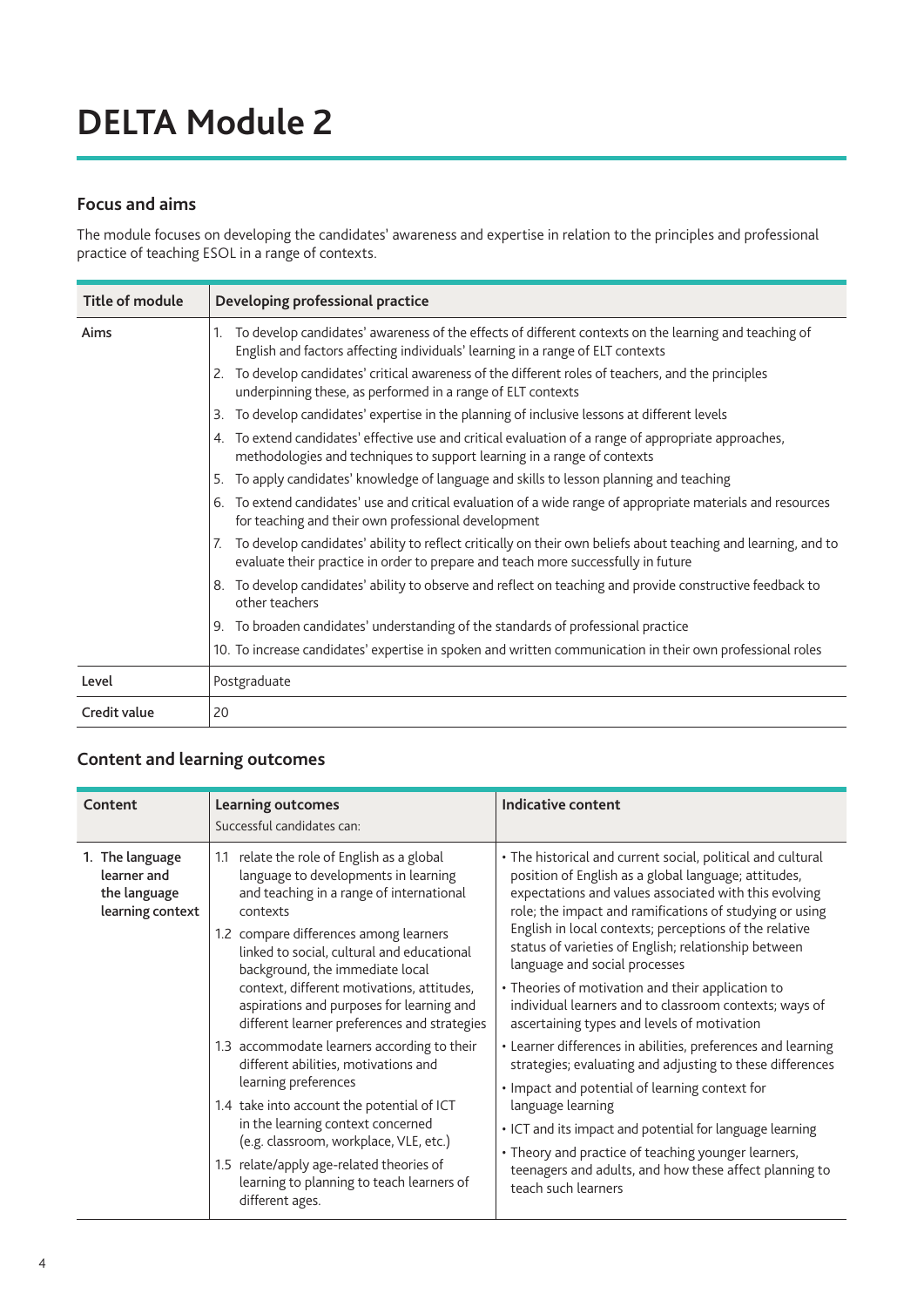# DELTA Module 2

## Focus and aims

The module focuses on developing the candidates' awareness and expertise in relation to the principles and professional practice of teaching ESOL in a range of contexts.

| Title of module | Developing professional practice |
|---|---|
| Aims | 1. To develop candidates' awareness of the effects of different contexts on the learning and teaching of English and factors affecting individuals' learning in a range of ELT contexts<br>2. To develop candidates' critical awareness of the different roles of teachers, and the principles underpinning these, as performed in a range of ELT contexts<br>3. To develop candidates' expertise in the planning of inclusive lessons at different levels<br>4. To extend candidates' effective use and critical evaluation of a range of appropriate approaches, methodologies and techniques to support learning in a range of contexts<br>5. To apply candidates' knowledge of language and skills to lesson planning and teaching<br>6. To extend candidates' use and critical evaluation of a wide range of appropriate materials and resources for teaching and their own professional development<br>7. To develop candidates' ability to reflect critically on their own beliefs about teaching and learning, and to evaluate their practice in order to prepare and teach more successfully in future<br>8. To develop candidates' ability to observe and reflect on teaching and provide constructive feedback to other teachers<br>9. To broaden candidates' understanding of the standards of professional practice<br>10. To increase candidates' expertise in spoken and written communication in their own professional roles |
| Level | Postgraduate |
| Credit value | 20 |

## Content and learning outcomes

| Content | Learning outcomes<br>Successful candidates can: | Indicative content |
|---|---|---|
| 1. The language learner and the language learning context | 1.1 relate the role of English as a global language to developments in learning and teaching in a range of international contexts<br>1.2 compare differences among learners linked to social, cultural and educational background, the immediate local context, different motivations, attitudes, aspirations and purposes for learning and different learner preferences and strategies<br>1.3 accommodate learners according to their different abilities, motivations and learning preferences<br>1.4 take into account the potential of ICT in the learning context concerned (e.g. classroom, workplace, VLE, etc.)<br>1.5 relate/apply age-related theories of learning to planning to teach learners of different ages. | • The historical and current social, political and cultural position of English as a global language; attitudes, expectations and values associated with this evolving role; the impact and ramifications of studying or using English in local contexts; perceptions of the relative status of varieties of English; relationship between language and social processes<br>• Theories of motivation and their application to individual learners and to classroom contexts; ways of ascertaining types and levels of motivation<br>• Learner differences in abilities, preferences and learning strategies; evaluating and adjusting to these differences<br>• Impact and potential of learning context for language learning<br>• ICT and its impact and potential for language learning<br>• Theory and practice of teaching younger learners, teenagers and adults, and how these affect planning to teach such learners |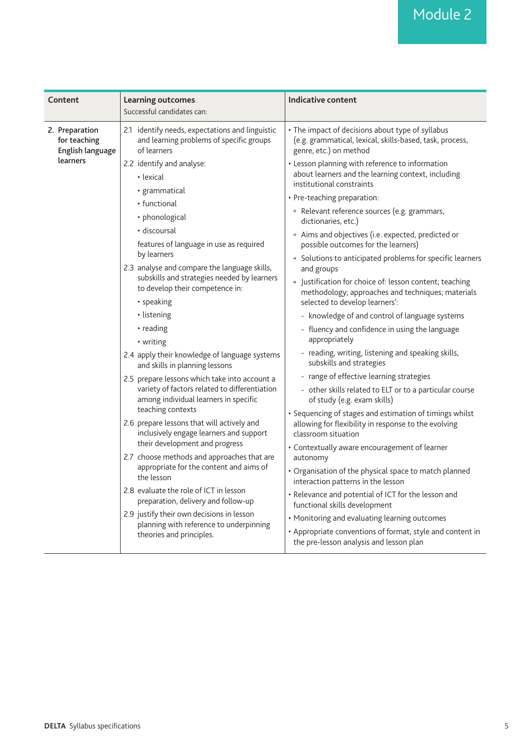| Content | Learning outcomes<br>Successful candidates can: | Indicative content |
| --- | --- | --- |
| 2. Preparation for teaching English language learners | 2.1 identify needs, expectations and linguistic and learning problems of specific groups of learners<br>2.2 identify and analyse:<br>• lexical<br>• grammatical<br>• functional<br>• phonological<br>• discoursal<br>features of language in use as required by learners<br>2.3 analyse and compare the language skills, subskills and strategies needed by learners to develop their competence in:<br>• speaking<br>• listening<br>• reading<br>• writing<br>2.4 apply their knowledge of language systems and skills in planning lessons<br>2.5 prepare lessons which take into account a variety of factors related to differentiation among individual learners in specific teaching contexts<br>2.6 prepare lessons that will actively and inclusively engage learners and support their development and progress<br>2.7 choose methods and approaches that are appropriate for the content and aims of the lesson<br>2.8 evaluate the role of ICT in lesson preparation, delivery and follow-up<br>2.9 justify their own decisions in lesson planning with reference to underpinning theories and principles. | • The impact of decisions about type of syllabus (e.g. grammatical, lexical, skills-based, task, process, genre, etc.) on method<br>• Lesson planning with reference to information about learners and the learning context, including institutional constraints<br>• Pre-teaching preparation:<br>◦ Relevant reference sources (e.g. grammars, dictionaries, etc.)<br>◦ Aims and objectives (i.e. expected, predicted or possible outcomes for the learners)<br>◦ Solutions to anticipated problems for specific learners and groups<br>◦ Justification for choice of: lesson content; teaching methodology; approaches and techniques; materials selected to develop learners':<br>- knowledge of and control of language systems<br>- fluency and confidence in using the language appropriately<br>- reading, writing, listening and speaking skills, subskills and strategies<br>- range of effective learning strategies<br>- other skills related to ELT or to a particular course of study (e.g. exam skills)<br>• Sequencing of stages and estimation of timings whilst allowing for flexibility in response to the evolving classroom situation<br>• Contextually aware encouragement of learner autonomy<br>• Organisation of the physical space to match planned interaction patterns in the lesson<br>• Relevance and potential of ICT for the lesson and functional skills development<br>• Monitoring and evaluating learning outcomes<br>• Appropriate conventions of format, style and content in the pre-lesson analysis and lesson plan |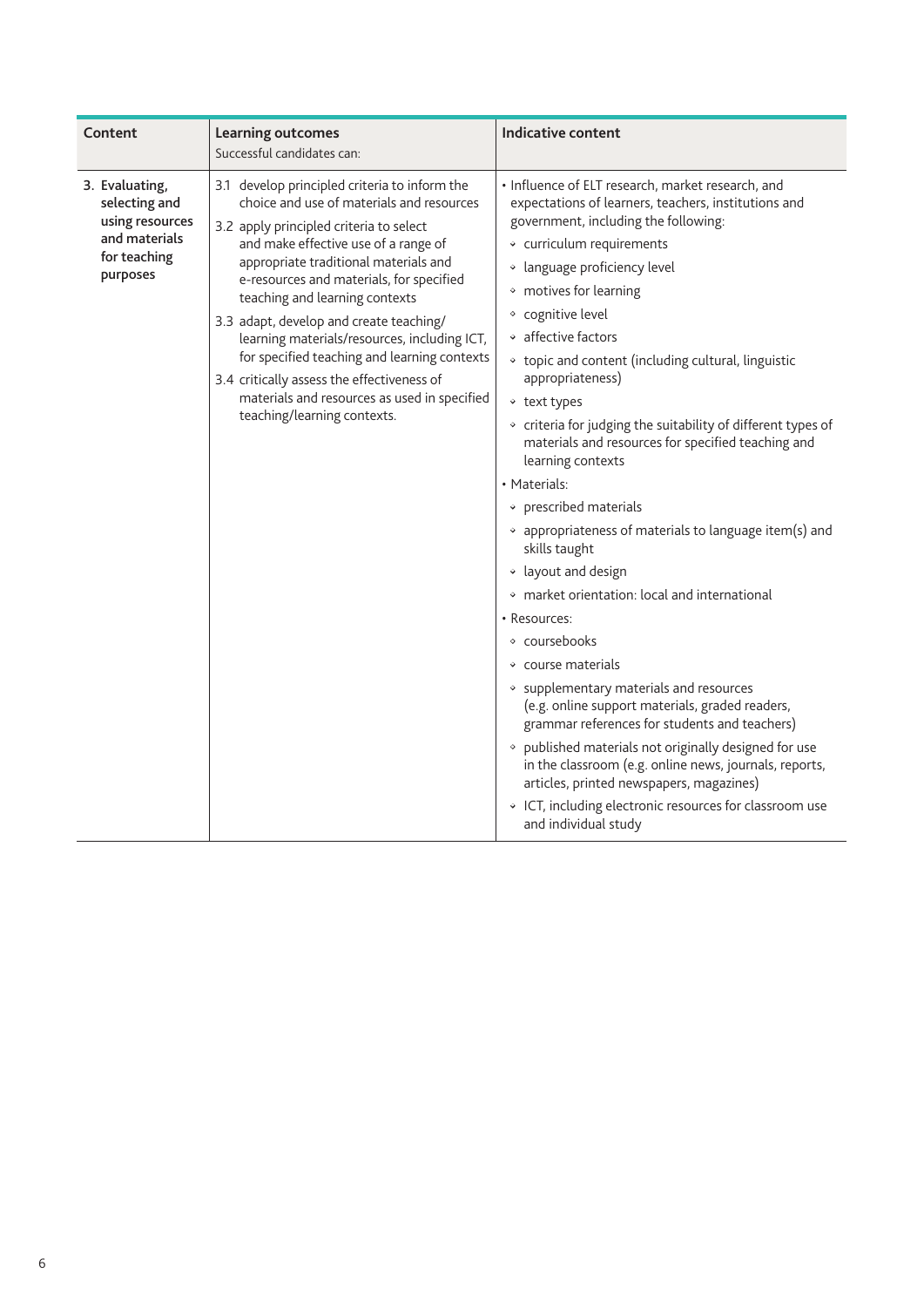| Content | Learning outcomes<br>Successful candidates can: | Indicative content |
|---|---|---|
| **3. Evaluating, selecting and using resources and materials for teaching purposes** | 3.1 develop principled criteria to inform the choice and use of materials and resources<br>3.2 apply principled criteria to select and make effective use of a range of appropriate traditional materials and e-resources and materials, for specified teaching and learning contexts<br>3.3 adapt, develop and create teaching/learning materials/resources, including ICT, for specified teaching and learning contexts<br>3.4 critically assess the effectiveness of materials and resources as used in specified teaching/learning contexts. | • Influence of ELT research, market research, and expectations of learners, teachers, institutions and government, including the following:<br>◦ curriculum requirements<br>◦ language proficiency level<br>◦ motives for learning<br>◦ cognitive level<br>◦ affective factors<br>◦ topic and content (including cultural, linguistic appropriateness)<br>◦ text types<br>◦ criteria for judging the suitability of different types of materials and resources for specified teaching and learning contexts<br>• Materials:<br>◦ prescribed materials<br>◦ appropriateness of materials to language item(s) and skills taught<br>◦ layout and design<br>◦ market orientation: local and international<br>• Resources:<br>◦ coursebooks<br>◦ course materials<br>◦ supplementary materials and resources (e.g. online support materials, graded readers, grammar references for students and teachers)<br>◦ published materials not originally designed for use in the classroom (e.g. online news, journals, reports, articles, printed newspapers, magazines)<br>◦ ICT, including electronic resources for classroom use and individual study |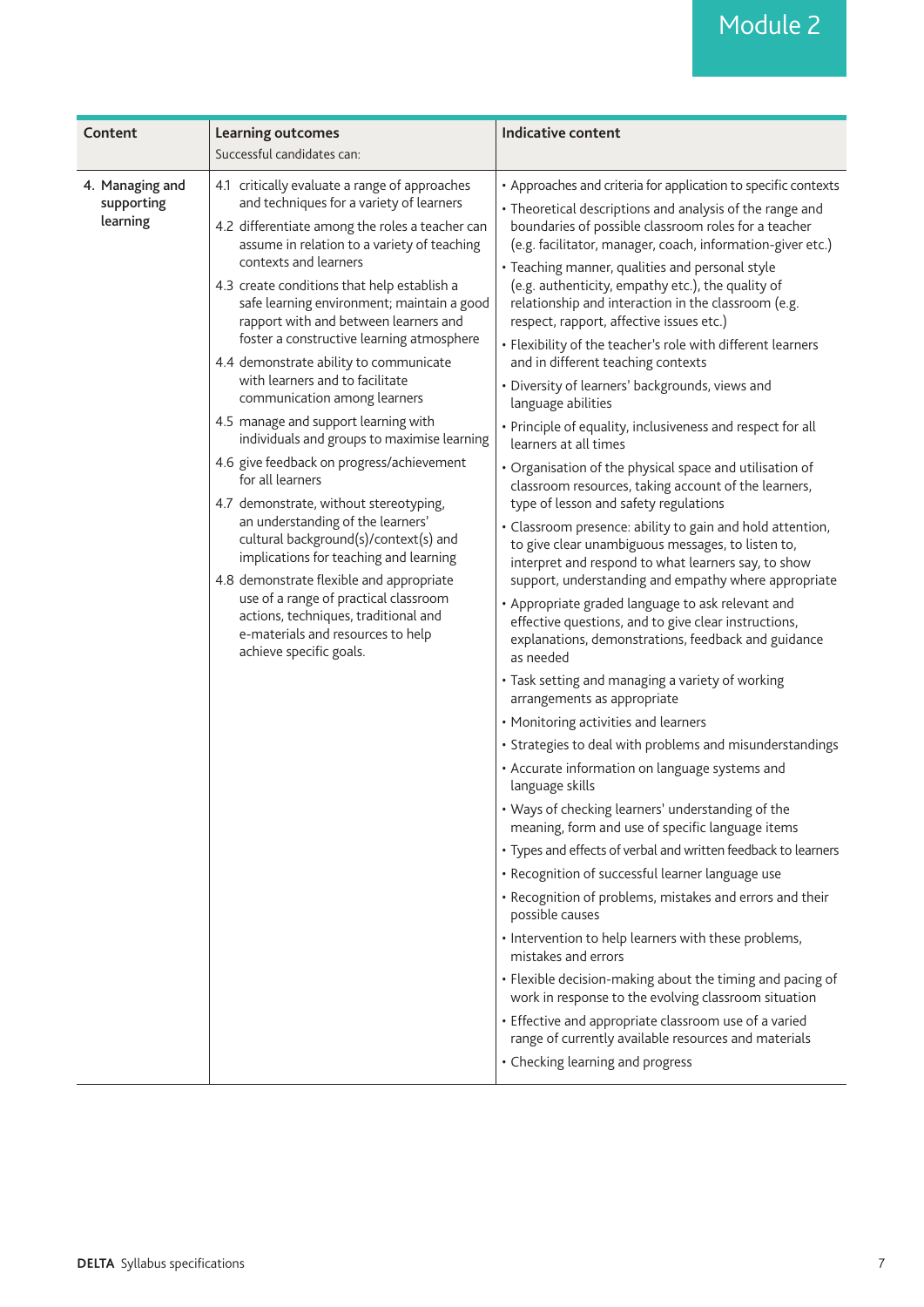# Module 2

| Content | Learning outcomes<br>Successful candidates can: | Indicative content |
|---|---|---|
| 4. Managing and supporting learning | 4.1 critically evaluate a range of approaches and techniques for a variety of learners<br>4.2 differentiate among the roles a teacher can assume in relation to a variety of teaching contexts and learners<br>4.3 create conditions that help establish a safe learning environment; maintain a good rapport with and between learners and foster a constructive learning atmosphere<br>4.4 demonstrate ability to communicate with learners and to facilitate communication among learners<br>4.5 manage and support learning with individuals and groups to maximise learning<br>4.6 give feedback on progress/achievement for all learners<br>4.7 demonstrate, without stereotyping, an understanding of the learners' cultural background(s)/context(s) and implications for teaching and learning<br>4.8 demonstrate flexible and appropriate use of a range of practical classroom actions, techniques, traditional and e-materials and resources to help achieve specific goals. | • Approaches and criteria for application to specific contexts<br>• Theoretical descriptions and analysis of the range and boundaries of possible classroom roles for a teacher (e.g. facilitator, manager, coach, information-giver etc.)<br>• Teaching manner, qualities and personal style (e.g. authenticity, empathy etc.), the quality of relationship and interaction in the classroom (e.g. respect, rapport, affective issues etc.)<br>• Flexibility of the teacher's role with different learners and in different teaching contexts<br>• Diversity of learners' backgrounds, views and language abilities<br>• Principle of equality, inclusiveness and respect for all learners at all times<br>• Organisation of the physical space and utilisation of classroom resources, taking account of the learners, type of lesson and safety regulations<br>• Classroom presence: ability to gain and hold attention, to give clear unambiguous messages, to listen to, interpret and respond to what learners say, to show support, understanding and empathy where appropriate<br>• Appropriate graded language to ask relevant and effective questions, and to give clear instructions, explanations, demonstrations, feedback and guidance as needed<br>• Task setting and managing a variety of working arrangements as appropriate<br>• Monitoring activities and learners<br>• Strategies to deal with problems and misunderstandings<br>• Accurate information on language systems and language skills<br>• Ways of checking learners' understanding of the meaning, form and use of specific language items<br>• Types and effects of verbal and written feedback to learners<br>• Recognition of successful learner language use<br>• Recognition of problems, mistakes and errors and their possible causes<br>• Intervention to help learners with these problems, mistakes and errors<br>• Flexible decision-making about the timing and pacing of work in response to the evolving classroom situation<br>• Effective and appropriate classroom use of a varied range of currently available resources and materials<br>• Checking learning and progress |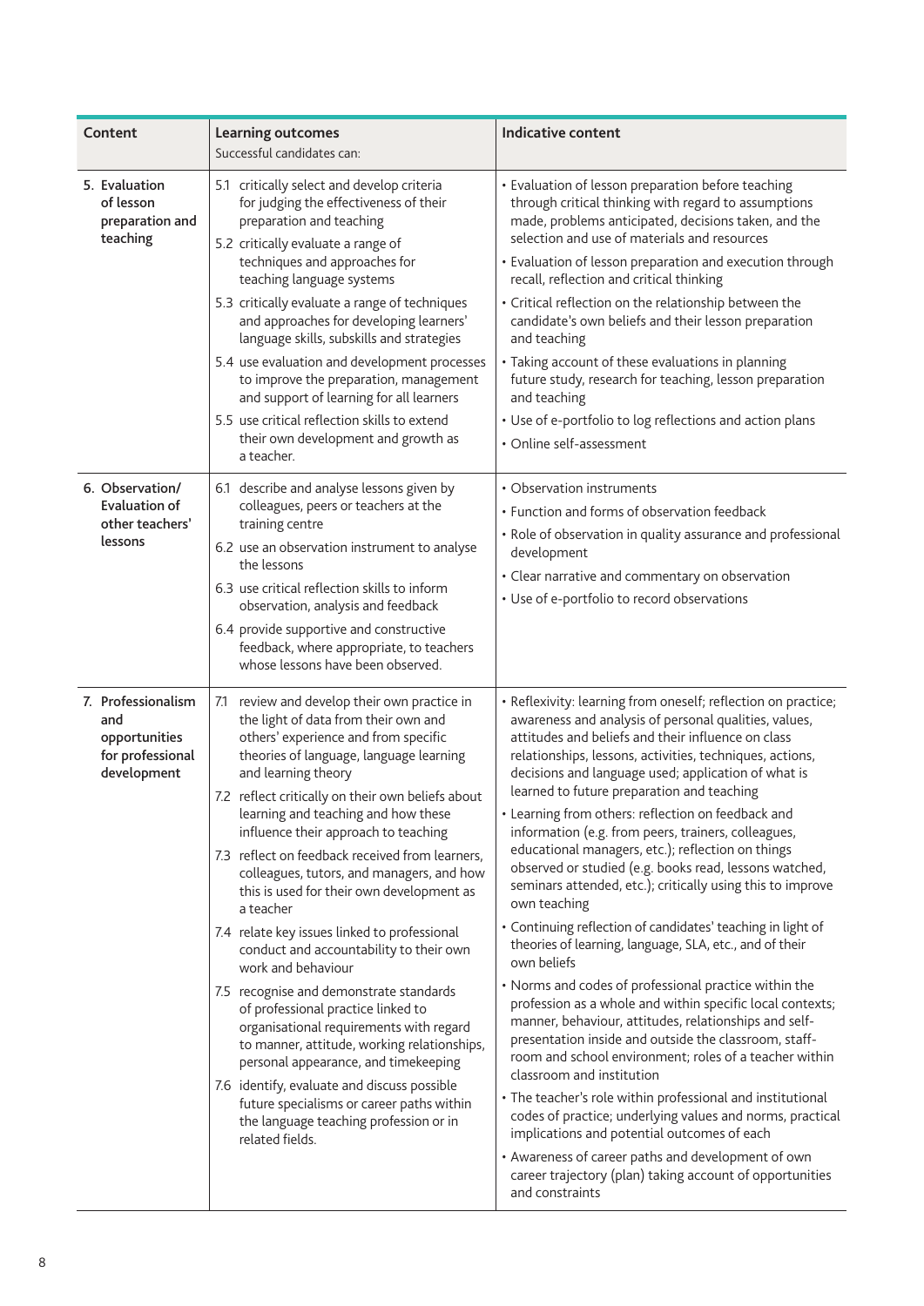| Content | Learning outcomes<br>Successful candidates can: | Indicative content |
|---|---|---|
| 5. Evaluation of lesson preparation and teaching | 5.1 critically select and develop criteria for judging the effectiveness of their preparation and teaching<br>5.2 critically evaluate a range of techniques and approaches for teaching language systems<br>5.3 critically evaluate a range of techniques and approaches for developing learners' language skills, subskills and strategies<br>5.4 use evaluation and development processes to improve the preparation, management and support of learning for all learners<br>5.5 use critical reflection skills to extend their own development and growth as a teacher. | • Evaluation of lesson preparation before teaching through critical thinking with regard to assumptions made, problems anticipated, decisions taken, and the selection and use of materials and resources<br>• Evaluation of lesson preparation and execution through recall, reflection and critical thinking<br>• Critical reflection on the relationship between the candidate's own beliefs and their lesson preparation and teaching<br>• Taking account of these evaluations in planning future study, research for teaching, lesson preparation and teaching<br>• Use of e-portfolio to log reflections and action plans<br>• Online self-assessment |
| 6. Observation/ Evaluation of other teachers' lessons | 6.1 describe and analyse lessons given by colleagues, peers or teachers at the training centre<br>6.2 use an observation instrument to analyse the lessons<br>6.3 use critical reflection skills to inform observation, analysis and feedback<br>6.4 provide supportive and constructive feedback, where appropriate, to teachers whose lessons have been observed. | • Observation instruments<br>• Function and forms of observation feedback<br>• Role of observation in quality assurance and professional development<br>• Clear narrative and commentary on observation<br>• Use of e-portfolio to record observations |
| 7. Professionalism and opportunities for professional development | 7.1 review and develop their own practice in the light of data from their own and others' experience and from specific theories of language, language learning and learning theory<br>7.2 reflect critically on their own beliefs about learning and teaching and how these influence their approach to teaching<br>7.3 reflect on feedback received from learners, colleagues, tutors, and managers, and how this is used for their own development as a teacher<br>7.4 relate key issues linked to professional conduct and accountability to their own work and behaviour<br>7.5 recognise and demonstrate standards of professional practice linked to organisational requirements with regard to manner, attitude, working relationships, personal appearance, and timekeeping<br>7.6 identify, evaluate and discuss possible future specialisms or career paths within the language teaching profession or in related fields. | • Reflexivity: learning from oneself; reflection on practice; awareness and analysis of personal qualities, values, attitudes and beliefs and their influence on class relationships, lessons, activities, techniques, actions, decisions and language used; application of what is learned to future preparation and teaching<br>• Learning from others: reflection on feedback and information (e.g. from peers, trainers, colleagues, educational managers, etc.); reflection on things observed or studied (e.g. books read, lessons watched, seminars attended, etc.); critically using this to improve own teaching<br>• Continuing reflection of candidates' teaching in light of theories of learning, language, SLA, etc., and of their own beliefs<br>• Norms and codes of professional practice within the profession as a whole and within specific local contexts; manner, behaviour, attitudes, relationships and self-presentation inside and outside the classroom, staff-room and school environment; roles of a teacher within classroom and institution<br>• The teacher's role within professional and institutional codes of practice; underlying values and norms, practical implications and potential outcomes of each<br>• Awareness of career paths and development of own career trajectory (plan) taking account of opportunities and constraints |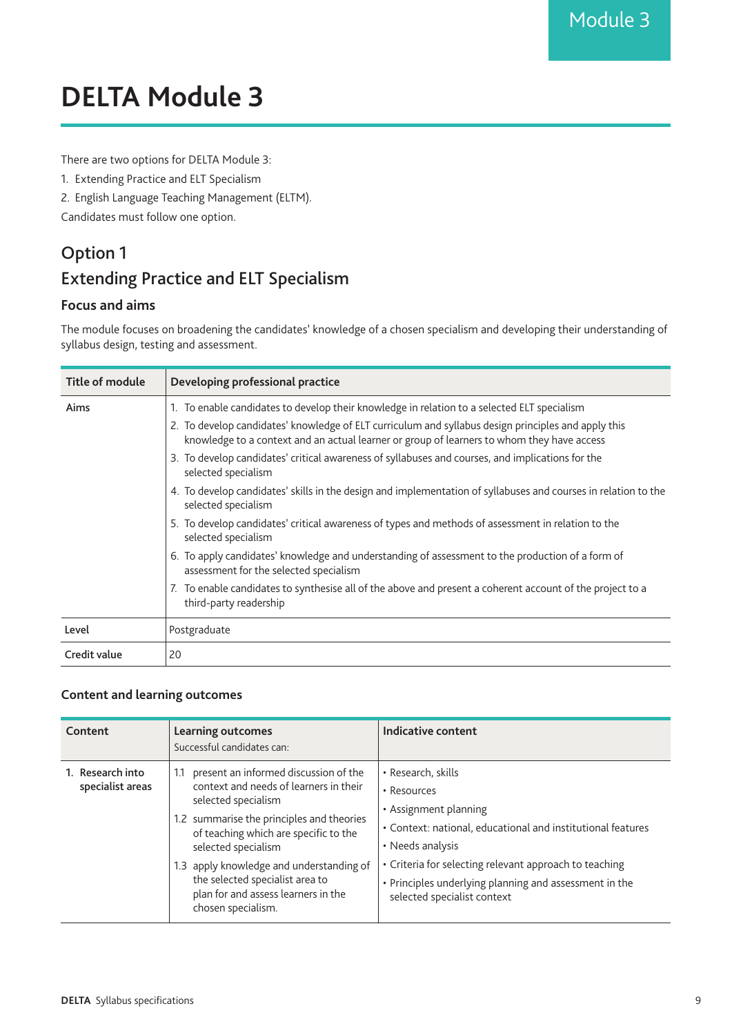# DELTA Module 3

There are two options for DELTA Module 3:

1. Extending Practice and ELT Specialism
2. English Language Teaching Management (ELTM).

Candidates must follow one option.

## Option 1

## Extending Practice and ELT Specialism

### Focus and aims

The module focuses on broadening the candidates' knowledge of a chosen specialism and developing their understanding of syllabus design, testing and assessment.

| Title of module | Developing professional practice |
|---|---|
| Aims | 1. To enable candidates to develop their knowledge in relation to a selected ELT specialism<br>2. To develop candidates' knowledge of ELT curriculum and syllabus design principles and apply this knowledge to a context and an actual learner or group of learners to whom they have access<br>3. To develop candidates' critical awareness of syllabuses and courses, and implications for the selected specialism<br>4. To develop candidates' skills in the design and implementation of syllabuses and courses in relation to the selected specialism<br>5. To develop candidates' critical awareness of types and methods of assessment in relation to the selected specialism<br>6. To apply candidates' knowledge and understanding of assessment to the production of a form of assessment for the selected specialism<br>7. To enable candidates to synthesise all of the above and present a coherent account of the project to a third-party readership |
| Level | Postgraduate |
| Credit value | 20 |

### Content and learning outcomes

| Content | Learning outcomes<br>Successful candidates can: | Indicative content |
|---|---|---|
| 1. Research into specialist areas | 1.1 present an informed discussion of the context and needs of learners in their selected specialism<br>1.2 summarise the principles and theories of teaching which are specific to the selected specialism<br>1.3 apply knowledge and understanding of the selected specialist area to plan for and assess learners in the chosen specialism. | • Research, skills<br>• Resources<br>• Assignment planning<br>• Context: national, educational and institutional features<br>• Needs analysis<br>• Criteria for selecting relevant approach to teaching<br>• Principles underlying planning and assessment in the selected specialist context |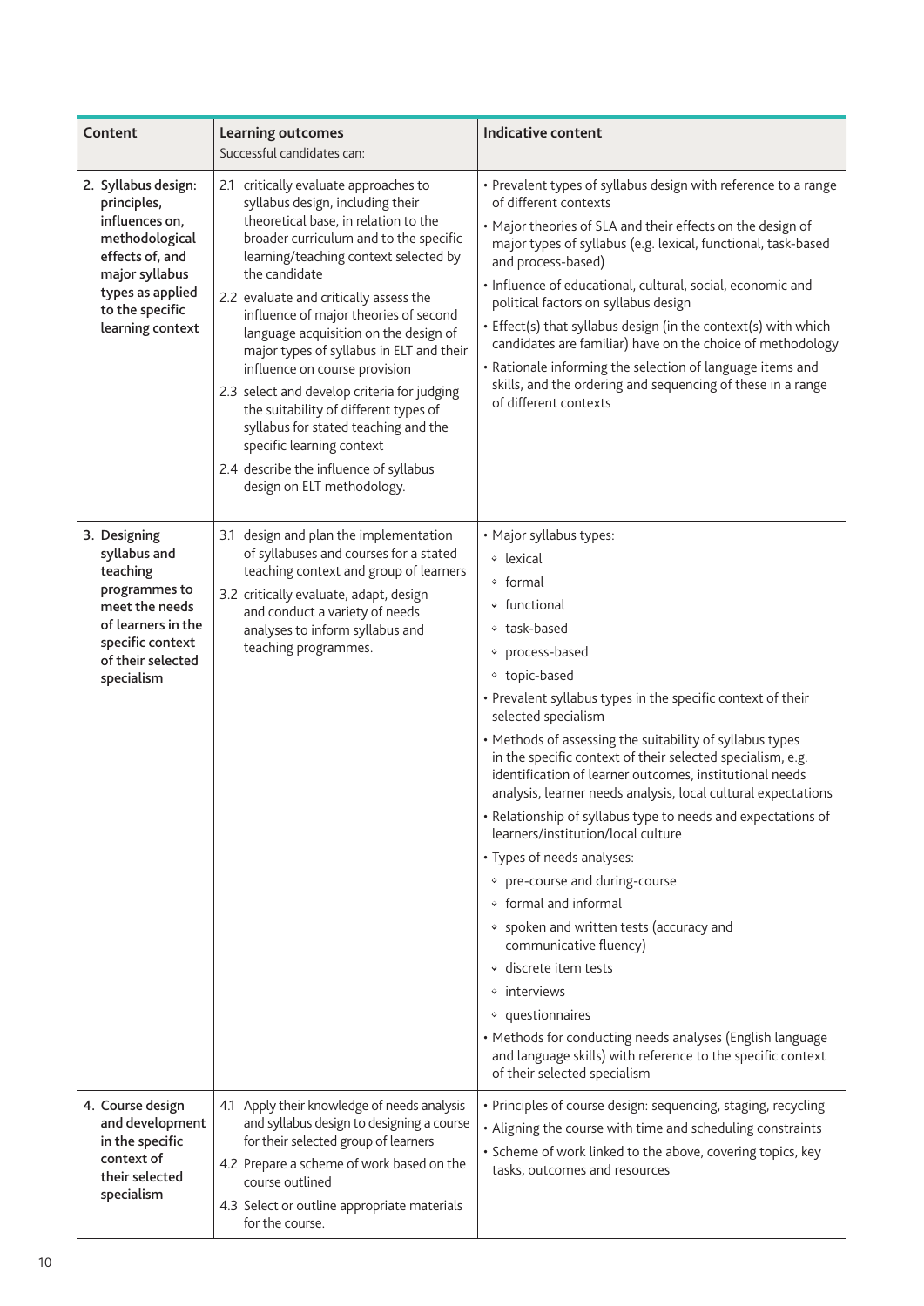| Content | Learning outcomes<br>Successful candidates can: | Indicative content |
|---|---|---|
| 2. Syllabus design: principles, influences on, methodological effects of, and major syllabus types as applied to the specific learning context | 2.1 critically evaluate approaches to syllabus design, including their theoretical base, in relation to the broader curriculum and to the specific learning/teaching context selected by the candidate<br>2.2 evaluate and critically assess the influence of major theories of second language acquisition on the design of major types of syllabus in ELT and their influence on course provision<br>2.3 select and develop criteria for judging the suitability of different types of syllabus for stated teaching and the specific learning context<br>2.4 describe the influence of syllabus design on ELT methodology. | • Prevalent types of syllabus design with reference to a range of different contexts<br>• Major theories of SLA and their effects on the design of major types of syllabus (e.g. lexical, functional, task-based and process-based)<br>• Influence of educational, cultural, social, economic and political factors on syllabus design<br>• Effect(s) that syllabus design (in the context(s) with which candidates are familiar) have on the choice of methodology<br>• Rationale informing the selection of language items and skills, and the ordering and sequencing of these in a range of different contexts |
| 3. Designing syllabus and teaching programmes to meet the needs of learners in the specific context of their selected specialism | 3.1 design and plan the implementation of syllabuses and courses for a stated teaching context and group of learners<br>3.2 critically evaluate, adapt, design and conduct a variety of needs analyses to inform syllabus and teaching programmes. | • Major syllabus types:<br>◦ lexical<br>◦ formal<br>◦ functional<br>◦ task-based<br>◦ process-based<br>◦ topic-based<br>• Prevalent syllabus types in the specific context of their selected specialism<br>• Methods of assessing the suitability of syllabus types in the specific context of their selected specialism, e.g. identification of learner outcomes, institutional needs analysis, learner needs analysis, local cultural expectations<br>• Relationship of syllabus type to needs and expectations of learners/institution/local culture<br>• Types of needs analyses:<br>◦ pre-course and during-course<br>◦ formal and informal<br>◦ spoken and written tests (accuracy and communicative fluency)<br>◦ discrete item tests<br>◦ interviews<br>◦ questionnaires<br>• Methods for conducting needs analyses (English language and language skills) with reference to the specific context of their selected specialism |
| 4. Course design and development in the specific context of their selected specialism | 4.1 Apply their knowledge of needs analysis and syllabus design to designing a course for their selected group of learners<br>4.2 Prepare a scheme of work based on the course outlined<br>4.3 Select or outline appropriate materials for the course. | • Principles of course design: sequencing, staging, recycling<br>• Aligning the course with time and scheduling constraints<br>• Scheme of work linked to the above, covering topics, key tasks, outcomes and resources |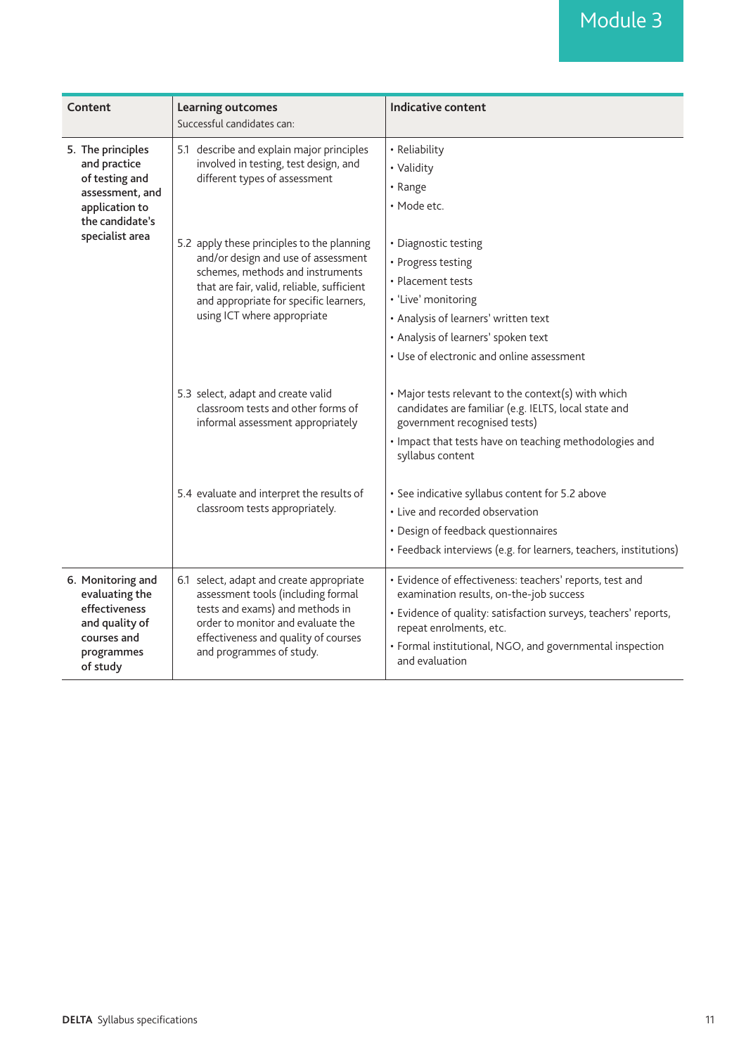## Module 3

| Content | Learning outcomes<br>Successful candidates can: | Indicative content |
|---|---|---|
| 5. The principles and practice of testing and assessment, and application to the candidate's specialist area | 5.1 describe and explain major principles involved in testing, test design, and different types of assessment | • Reliability<br>• Validity<br>• Range<br>• Mode etc. |
| | 5.2 apply these principles to the planning and/or design and use of assessment schemes, methods and instruments that are fair, valid, reliable, sufficient and appropriate for specific learners, using ICT where appropriate | • Diagnostic testing<br>• Progress testing<br>• Placement tests<br>• 'Live' monitoring<br>• Analysis of learners' written text<br>• Analysis of learners' spoken text<br>• Use of electronic and online assessment |
| | 5.3 select, adapt and create valid classroom tests and other forms of informal assessment appropriately | • Major tests relevant to the context(s) with which candidates are familiar (e.g. IELTS, local state and government recognised tests)<br>• Impact that tests have on teaching methodologies and syllabus content |
| | 5.4 evaluate and interpret the results of classroom tests appropriately. | • See indicative syllabus content for 5.2 above<br>• Live and recorded observation<br>• Design of feedback questionnaires<br>• Feedback interviews (e.g. for learners, teachers, institutions) |
| 6. Monitoring and evaluating the effectiveness and quality of courses and programmes of study | 6.1 select, adapt and create appropriate assessment tools (including formal tests and exams) and methods in order to monitor and evaluate the effectiveness and quality of courses and programmes of study. | • Evidence of effectiveness: teachers' reports, test and examination results, on-the-job success<br>• Evidence of quality: satisfaction surveys, teachers' reports, repeat enrolments, etc.<br>• Formal institutional, NGO, and governmental inspection and evaluation |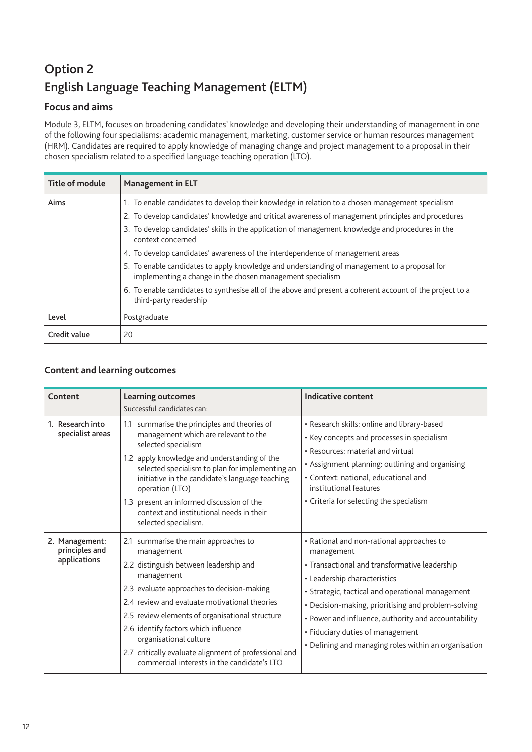# Option 2

# English Language Teaching Management (ELTM)

## Focus and aims

Module 3, ELTM, focuses on broadening candidates' knowledge and developing their understanding of management in one of the following four specialisms: academic management, marketing, customer service or human resources management (HRM). Candidates are required to apply knowledge of managing change and project management to a proposal in their chosen specialism related to a specified language teaching operation (LTO).

| Title of module | Management in ELT |
|---|---|
| Aims | 1. To enable candidates to develop their knowledge in relation to a chosen management specialism<br>2. To develop candidates' knowledge and critical awareness of management principles and procedures<br>3. To develop candidates' skills in the application of management knowledge and procedures in the context concerned<br>4. To develop candidates' awareness of the interdependence of management areas<br>5. To enable candidates to apply knowledge and understanding of management to a proposal for implementing a change in the chosen management specialism<br>6. To enable candidates to synthesise all of the above and present a coherent account of the project to a third-party readership |
| Level | Postgraduate |
| Credit value | 20 |

### Content and learning outcomes

| Content | Learning outcomes<br>Successful candidates can: | Indicative content |
|---|---|---|
| 1. Research into specialist areas | 1.1 summarise the principles and theories of management which are relevant to the selected specialism<br>1.2 apply knowledge and understanding of the selected specialism to plan for implementing an initiative in the candidate's language teaching operation (LTO)<br>1.3 present an informed discussion of the context and institutional needs in their selected specialism. | • Research skills: online and library-based<br>• Key concepts and processes in specialism<br>• Resources: material and virtual<br>• Assignment planning: outlining and organising<br>• Context: national, educational and institutional features<br>• Criteria for selecting the specialism |
| 2. Management: principles and applications | 2.1 summarise the main approaches to management<br>2.2 distinguish between leadership and management<br>2.3 evaluate approaches to decision-making<br>2.4 review and evaluate motivational theories<br>2.5 review elements of organisational structure<br>2.6 identify factors which influence organisational culture<br>2.7 critically evaluate alignment of professional and commercial interests in the candidate's LTO | • Rational and non-rational approaches to management<br>• Transactional and transformative leadership<br>• Leadership characteristics<br>• Strategic, tactical and operational management<br>• Decision-making, prioritising and problem-solving<br>• Power and influence, authority and accountability<br>• Fiduciary duties of management<br>• Defining and managing roles within an organisation |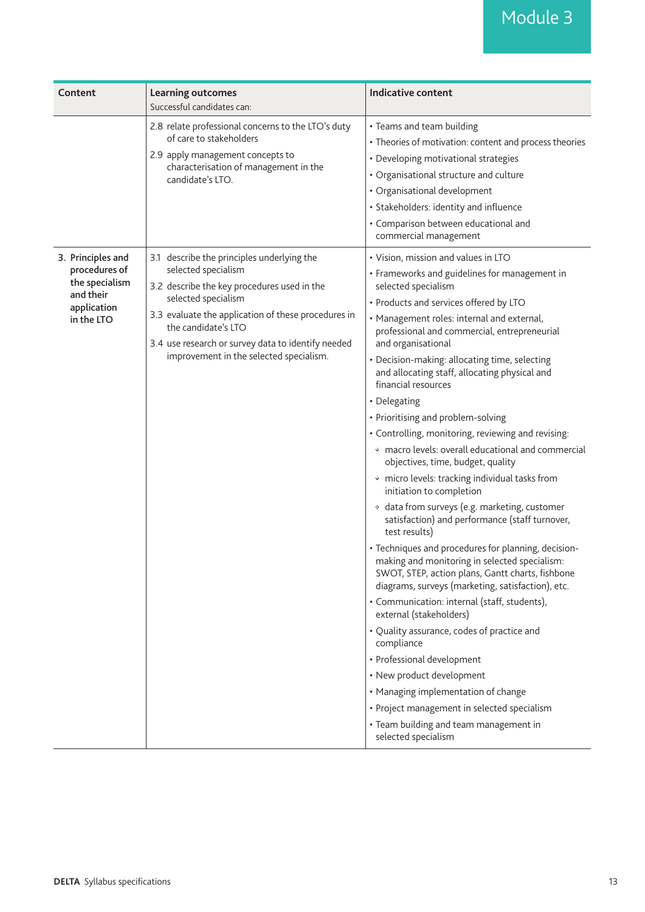| Content | Learning outcomes<br>Successful candidates can: | Indicative content |
|---|---|---|
| | 2.8 relate professional concerns to the LTO's duty of care to stakeholders<br>2.9 apply management concepts to characterisation of management in the candidate's LTO. | • Teams and team building<br>• Theories of motivation: content and process theories<br>• Developing motivational strategies<br>• Organisational structure and culture<br>• Organisational development<br>• Stakeholders: identity and influence<br>• Comparison between educational and commercial management |
| **3. Principles and procedures of the specialism and their application in the LTO** | 3.1 describe the principles underlying the selected specialism<br>3.2 describe the key procedures used in the selected specialism<br>3.3 evaluate the application of these procedures in the candidate's LTO<br>3.4 use research or survey data to identify needed improvement in the selected specialism. | • Vision, mission and values in LTO<br>• Frameworks and guidelines for management in selected specialism<br>• Products and services offered by LTO<br>• Management roles: internal and external, professional and commercial, entrepreneurial and organisational<br>• Decision-making: allocating time, selecting and allocating staff, allocating physical and financial resources<br>• Delegating<br>• Prioritising and problem-solving<br>• Controlling, monitoring, reviewing and revising:<br>&nbsp;&nbsp;◦ macro levels: overall educational and commercial objectives, time, budget, quality<br>&nbsp;&nbsp;◦ micro levels: tracking individual tasks from initiation to completion<br>&nbsp;&nbsp;◦ data from surveys (e.g. marketing, customer satisfaction) and performance (staff turnover, test results)<br>• Techniques and procedures for planning, decision-making and monitoring in selected specialism: SWOT, STEP, action plans, Gantt charts, fishbone diagrams, surveys (marketing, satisfaction), etc.<br>• Communication: internal (staff, students), external (stakeholders)<br>• Quality assurance, codes of practice and compliance<br>• Professional development<br>• New product development<br>• Managing implementation of change<br>• Project management in selected specialism<br>• Team building and team management in selected specialism |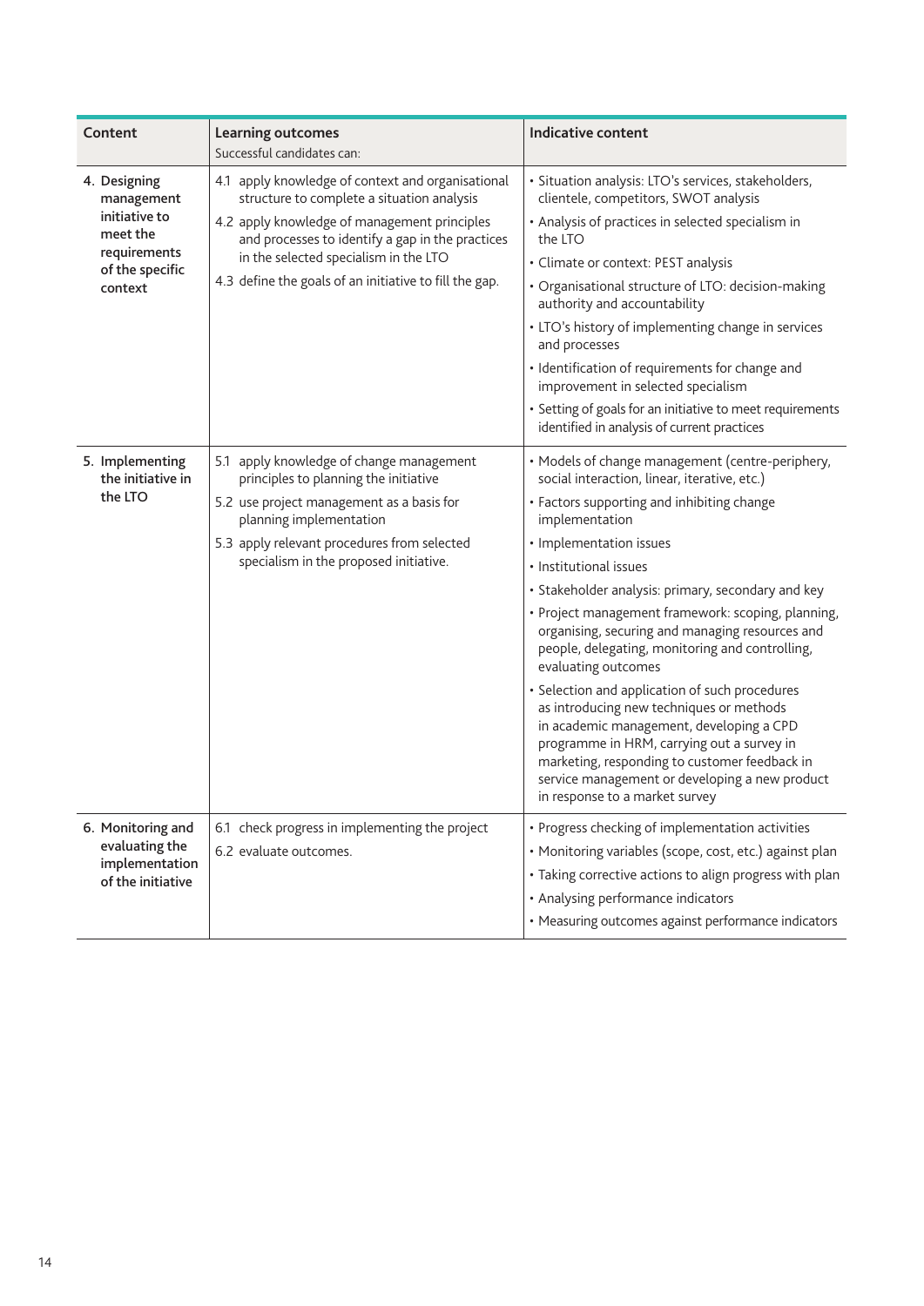| Content | Learning outcomes<br>Successful candidates can: | Indicative content |
|---|---|---|
| 4. Designing management initiative to meet the requirements of the specific context | 4.1 apply knowledge of context and organisational structure to complete a situation analysis<br>4.2 apply knowledge of management principles and processes to identify a gap in the practices in the selected specialism in the LTO<br>4.3 define the goals of an initiative to fill the gap. | • Situation analysis: LTO's services, stakeholders, clientele, competitors, SWOT analysis<br>• Analysis of practices in selected specialism in the LTO<br>• Climate or context: PEST analysis<br>• Organisational structure of LTO: decision-making authority and accountability<br>• LTO's history of implementing change in services and processes<br>• Identification of requirements for change and improvement in selected specialism<br>• Setting of goals for an initiative to meet requirements identified in analysis of current practices |
| 5. Implementing the initiative in the LTO | 5.1 apply knowledge of change management principles to planning the initiative<br>5.2 use project management as a basis for planning implementation<br>5.3 apply relevant procedures from selected specialism in the proposed initiative. | • Models of change management (centre-periphery, social interaction, linear, iterative, etc.)<br>• Factors supporting and inhibiting change implementation<br>• Implementation issues<br>• Institutional issues<br>• Stakeholder analysis: primary, secondary and key<br>• Project management framework: scoping, planning, organising, securing and managing resources and people, delegating, monitoring and controlling, evaluating outcomes<br>• Selection and application of such procedures as introducing new techniques or methods in academic management, developing a CPD programme in HRM, carrying out a survey in marketing, responding to customer feedback in service management or developing a new product in response to a market survey |
| 6. Monitoring and evaluating the implementation of the initiative | 6.1 check progress in implementing the project<br>6.2 evaluate outcomes. | • Progress checking of implementation activities<br>• Monitoring variables (scope, cost, etc.) against plan<br>• Taking corrective actions to align progress with plan<br>• Analysing performance indicators<br>• Measuring outcomes against performance indicators |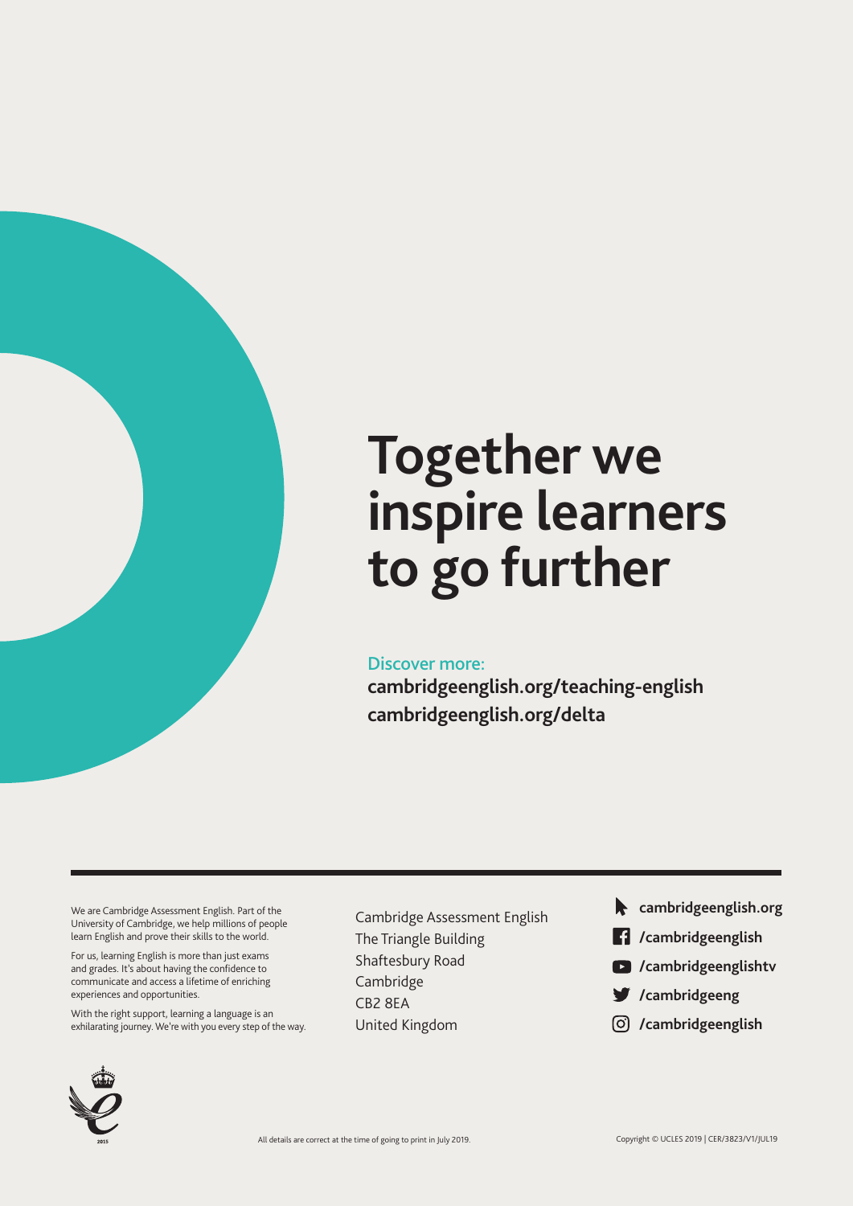# Together we inspire learners to go further

Discover more:
**cambridgeenglish.org/teaching-english**
**cambridgeenglish.org/delta**

We are Cambridge Assessment English. Part of the University of Cambridge, we help millions of people learn English and prove their skills to the world.

For us, learning English is more than just exams and grades. It's about having the confidence to communicate and access a lifetime of enriching experiences and opportunities.

With the right support, learning a language is an exhilarating journey. We're with you every step of the way.

Cambridge Assessment English
The Triangle Building
Shaftesbury Road
Cambridge
CB2 8EA
United Kingdom

**cambridgeenglish.org**
**/cambridgeenglish**
**/cambridgeenglishtv**
**/cambridgeeng**
**/cambridgeenglish**

2015

All details are correct at the time of going to print in July 2019.

Copyright © UCLES 2019 | CER/3823/V1/JUL19